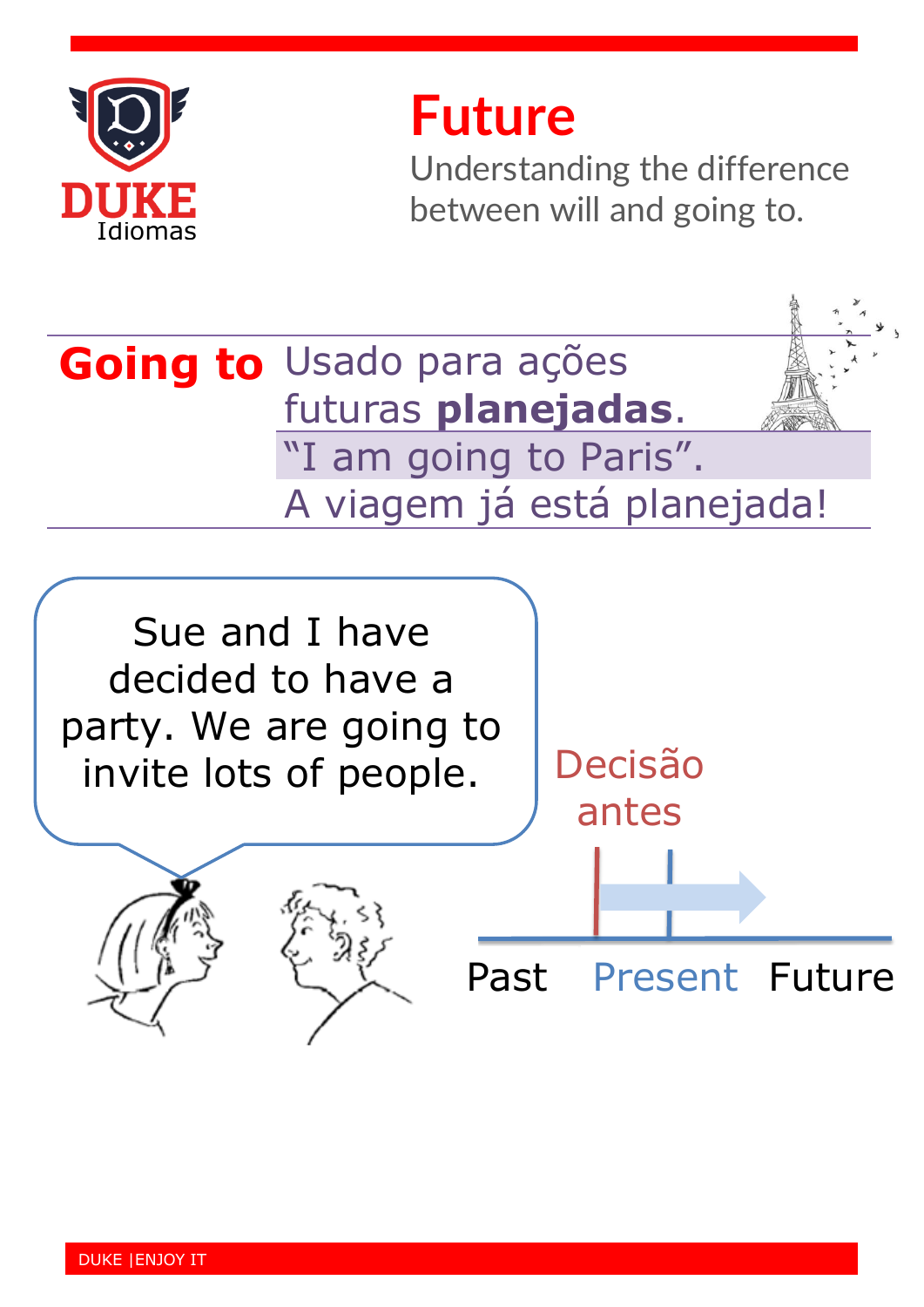DUKE Idiomas

# Future

Understanding the difference between will and going to.

## Going to

Usado para ações futuras **planejadas**.

"I am going to Paris".

A viagem já está planejada!

Sue and I have decided to have a party. We are going to invite lots of people.

Decisão antes

Past Present Future

DUKE |ENJOY IT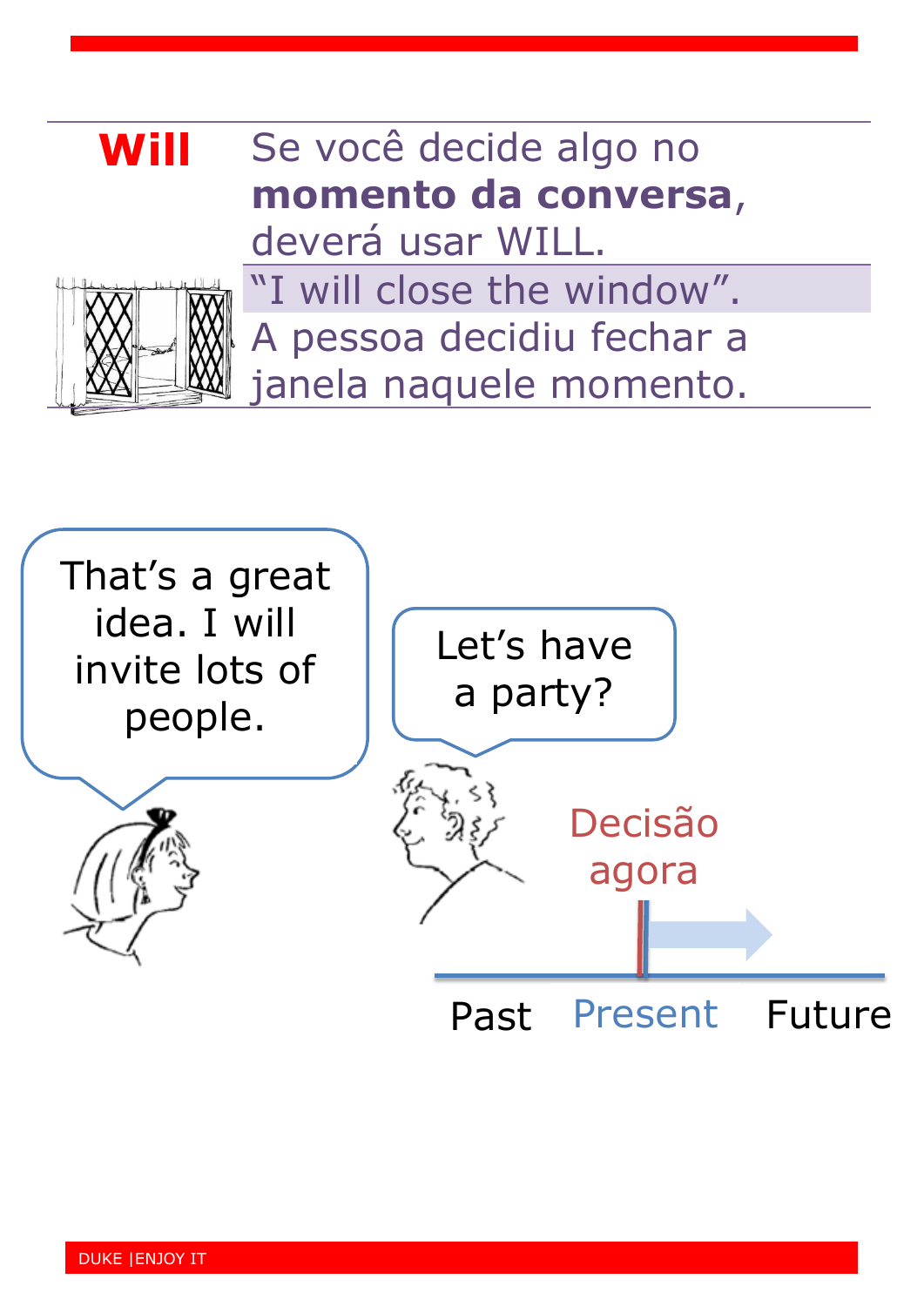## Will

Se você decide algo no **momento da conversa**, deverá usar WILL.

"I will close the window".

A pessoa decidiu fechar a janela naquele momento.

That's a great idea. I will invite lots of people.

Let's have a party?

Decisão agora

Past Present Future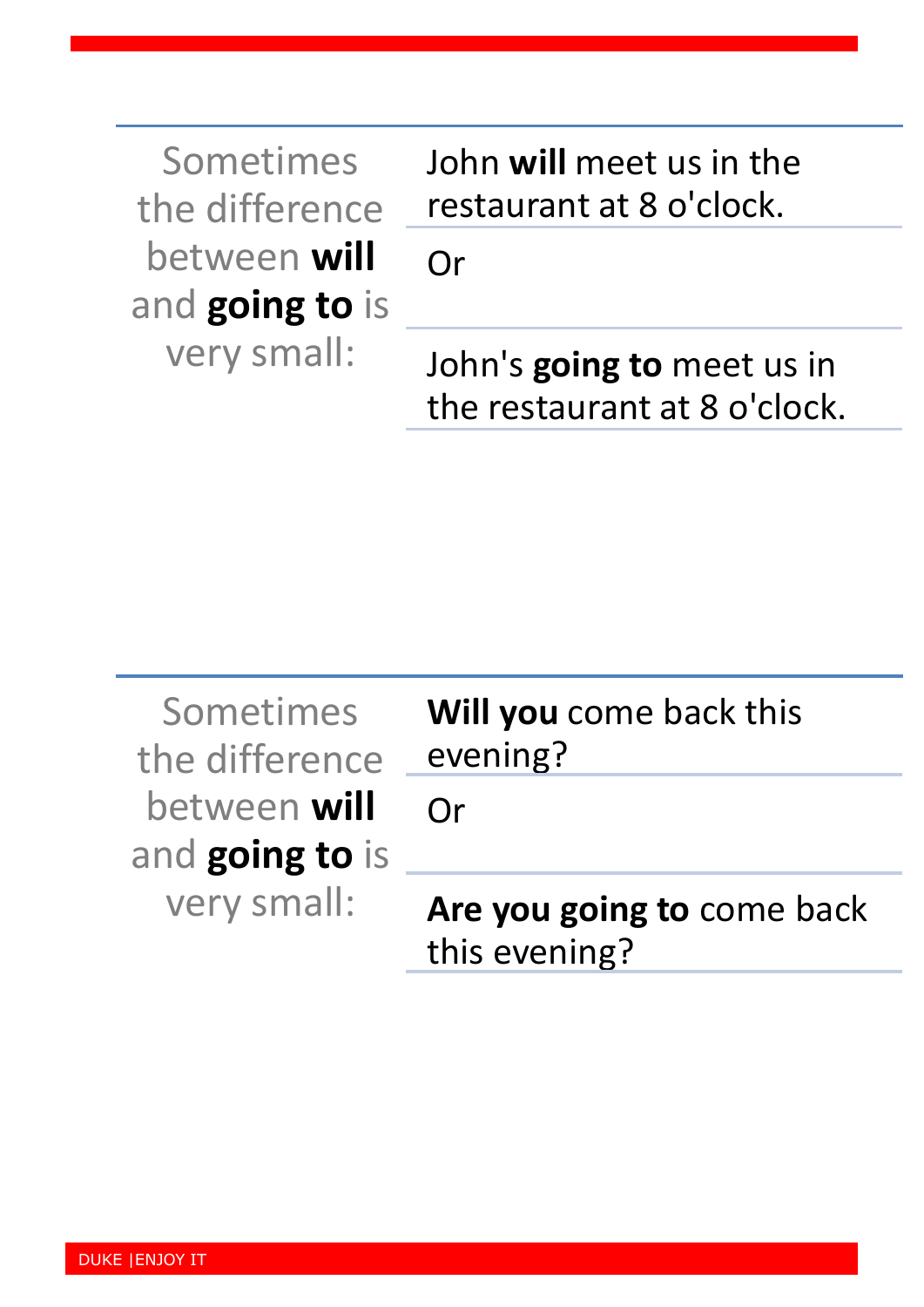| Sometimes the difference between **will** and **going to** is very small: | John **will** meet us in the restaurant at 8 o'clock. |
| --- | --- |
| | Or |
| | John's **going to** meet us in the restaurant at 8 o'clock. |

| Sometimes the difference between **will** and **going to** is very small: | **Will you** come back this evening? |
| --- | --- |
| | Or |
| | **Are you going to** come back this evening? |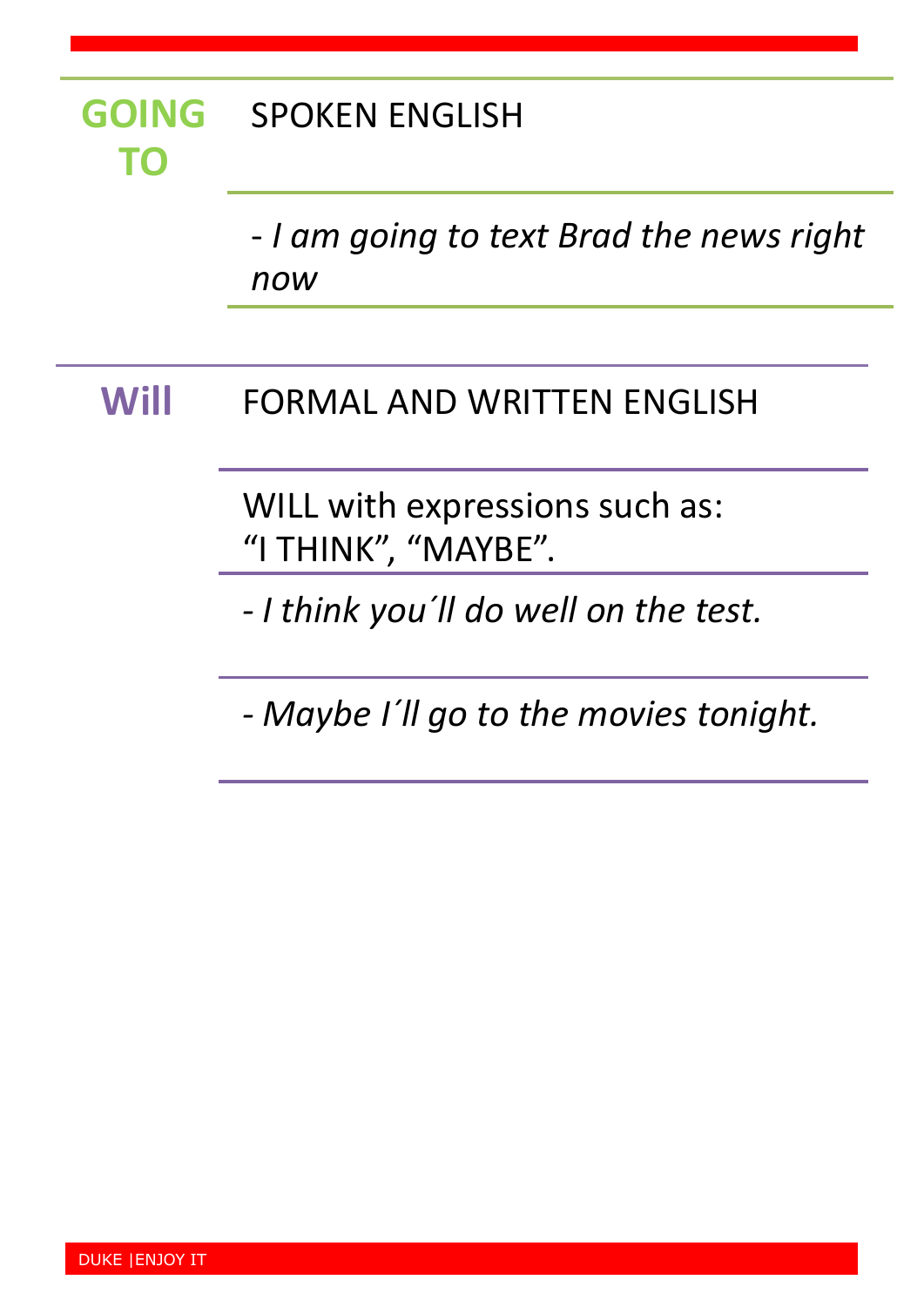## GOING TO

SPOKEN ENGLISH

- *I am going to text Brad the news right now*

## Will

FORMAL AND WRITTEN ENGLISH

WILL with expressions such as:
"I THINK", "MAYBE".

- *I think you´ll do well on the test.*

- *Maybe I´ll go to the movies tonight.*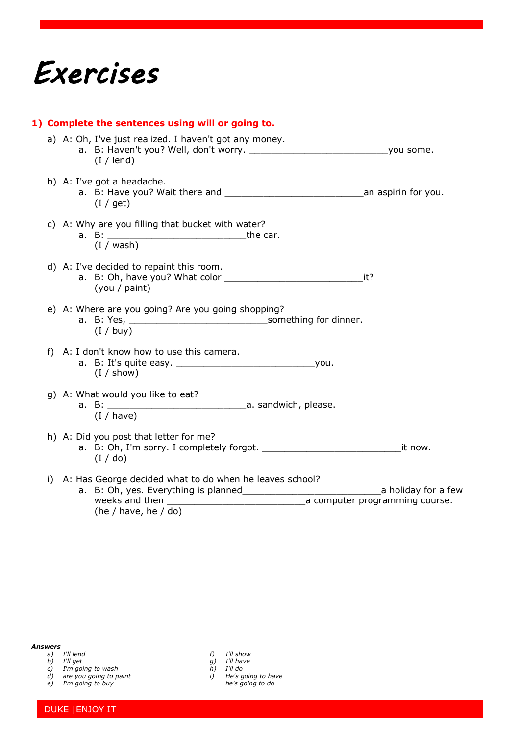# Exercises

## 1) Complete the sentences using will or going to.

a) A: Oh, I've just realized. I haven't got any money.
   a. B: Haven't you? Well, don't worry. __________________________you some.
      (I / lend)

b) A: I've got a headache.
   a. B: Have you? Wait there and __________________________an aspirin for you.
      (I / get)

c) A: Why are you filling that bucket with water?
   a. B: __________________________the car.
      (I / wash)

d) A: I've decided to repaint this room.
   a. B: Oh, have you? What color __________________________it?
      (you / paint)

e) A: Where are you going? Are you going shopping?
   a. B: Yes, __________________________something for dinner.
      (I / buy)

f) A: I don't know how to use this camera.
   a. B: It's quite easy. __________________________you.
      (I / show)

g) A: What would you like to eat?
   a. B: __________________________a. sandwich, please.
      (I / have)

h) A: Did you post that letter for me?
   a. B: Oh, I'm sorry. I completely forgot. __________________________it now.
      (I / do)

i) A: Has George decided what to do when he leaves school?
   a. B: Oh, yes. Everything is planned__________________________a holiday for a few weeks and then __________________________a computer programming course.
      (he / have, he / do)

***Answers***

*a) I'll lend*
*b) I'll get*
*c) I'm going to wash*
*d) are you going to paint*
*e) I'm going to buy*
*f) I'll show*
*g) I'll have*
*h) I'll do*
*i) He's going to have*
*he's going to do*

DUKE |ENJOY IT